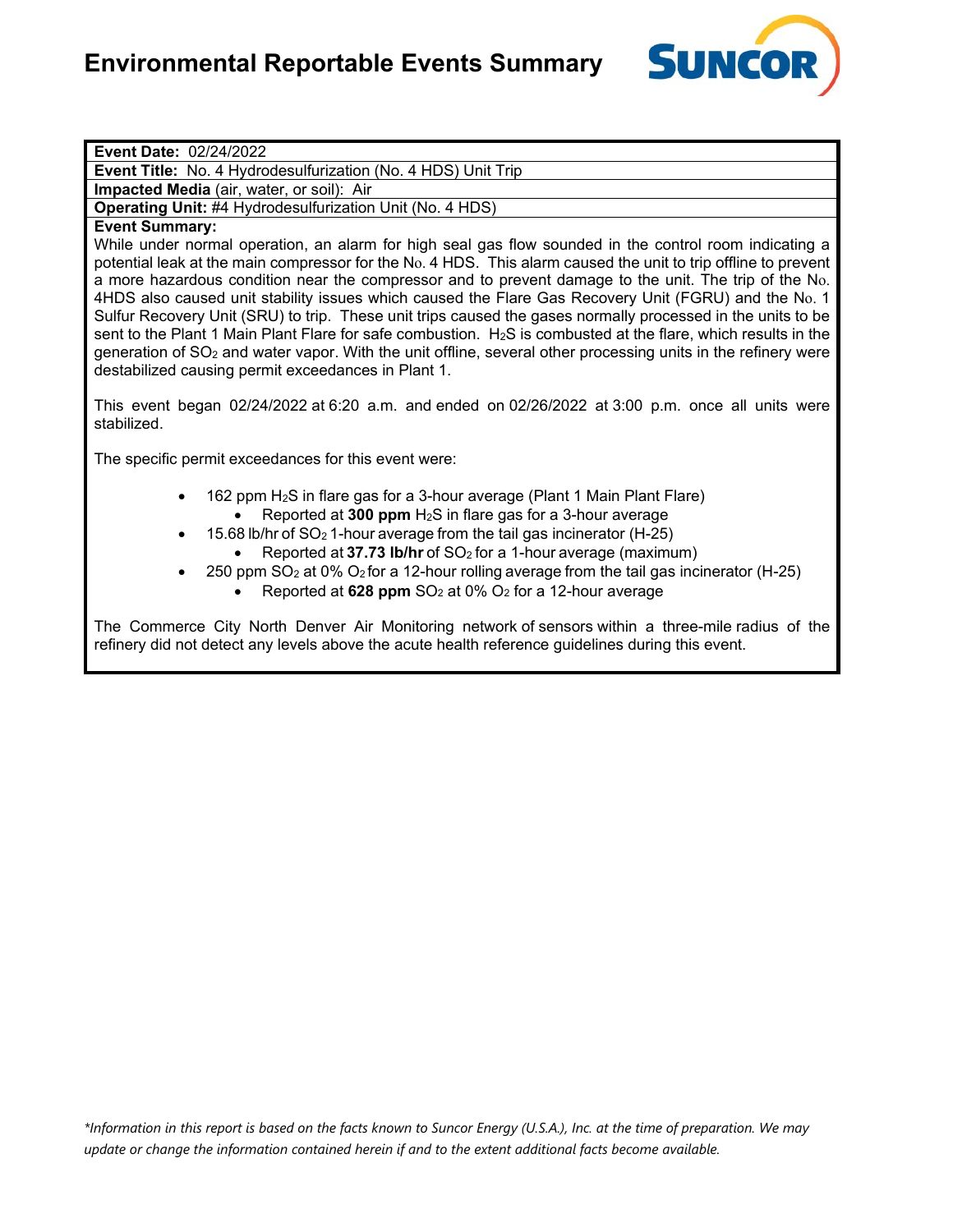# Environmental Reportable Events Summary

SUNCOR

**Event Date:** 02/24/2022

**Event Title:** No. 4 Hydrodesulfurization (No. 4 HDS) Unit Trip

**Impacted Media** (air, water, or soil): Air

**Operating Unit:** #4 Hydrodesulfurization Unit (No. 4 HDS)

**Event Summary:**

While under normal operation, an alarm for high seal gas flow sounded in the control room indicating a potential leak at the main compressor for the No. 4 HDS. This alarm caused the unit to trip offline to prevent a more hazardous condition near the compressor and to prevent damage to the unit. The trip of the No. 4HDS also caused unit stability issues which caused the Flare Gas Recovery Unit (FGRU) and the No. 1 Sulfur Recovery Unit (SRU) to trip. These unit trips caused the gases normally processed in the units to be sent to the Plant 1 Main Plant Flare for safe combustion. $H_2S$ is combusted at the flare, which results in the generation of $SO_2$ and water vapor. With the unit offline, several other processing units in the refinery were destabilized causing permit exceedances in Plant 1.

This event began 02/24/2022 at 6:20 a.m. and ended on 02/26/2022 at 3:00 p.m. once all units were stabilized.

The specific permit exceedances for this event were:

- 162 ppm $H_2S$ in flare gas for a 3-hour average (Plant 1 Main Plant Flare)
  - Reported at **300 ppm** $H_2S$ in flare gas for a 3-hour average
- 15.68 lb/hr of $SO_2$ 1-hour average from the tail gas incinerator (H-25)
  - Reported at **37.73 lb/hr** of $SO_2$ for a 1-hour average (maximum)
- 250 ppm $SO_2$ at 0% $O_2$ for a 12-hour rolling average from the tail gas incinerator (H-25)
  - Reported at **628 ppm** $SO_2$ at 0% $O_2$ for a 12-hour average

The Commerce City North Denver Air Monitoring network of sensors within a three-mile radius of the refinery did not detect any levels above the acute health reference guidelines during this event.

*\*Information in this report is based on the facts known to Suncor Energy (U.S.A.), Inc. at the time of preparation. We may update or change the information contained herein if and to the extent additional facts become available.*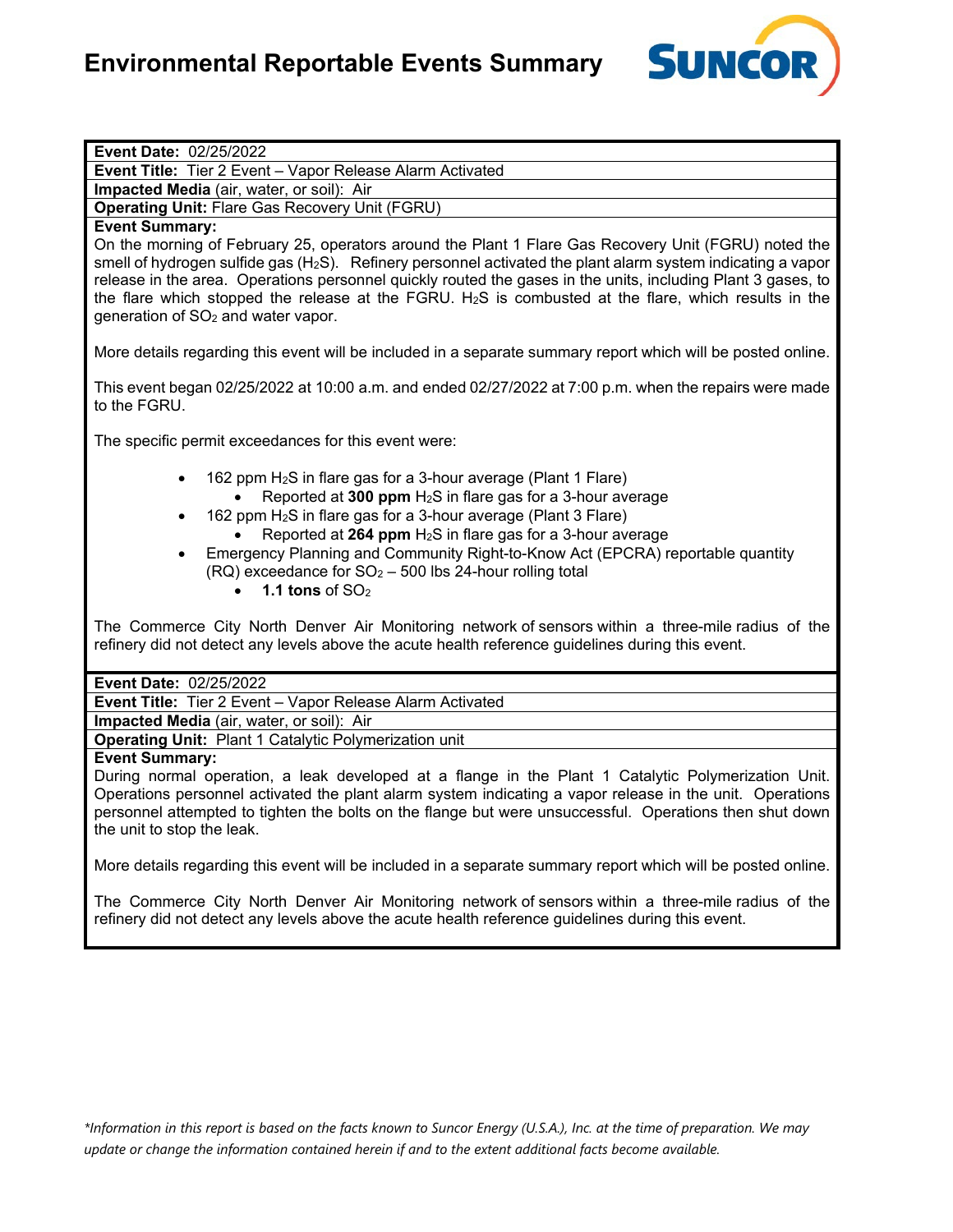# Environmental Reportable Events Summary

**Event Date:** 02/25/2022

**Event Title:** Tier 2 Event – Vapor Release Alarm Activated

**Impacted Media** (air, water, or soil): Air

**Operating Unit:** Flare Gas Recovery Unit (FGRU)

**Event Summary:**

On the morning of February 25, operators around the Plant 1 Flare Gas Recovery Unit (FGRU) noted the smell of hydrogen sulfide gas ($H_2S$). Refinery personnel activated the plant alarm system indicating a vapor release in the area. Operations personnel quickly routed the gases in the units, including Plant 3 gases, to the flare which stopped the release at the FGRU. $H_2S$ is combusted at the flare, which results in the generation of $SO_2$ and water vapor.

More details regarding this event will be included in a separate summary report which will be posted online.

This event began 02/25/2022 at 10:00 a.m. and ended 02/27/2022 at 7:00 p.m. when the repairs were made to the FGRU.

The specific permit exceedances for this event were:

- 162 ppm $H_2S$ in flare gas for a 3-hour average (Plant 1 Flare)
  - Reported at **300 ppm** $H_2S$ in flare gas for a 3-hour average
- 162 ppm $H_2S$ in flare gas for a 3-hour average (Plant 3 Flare)
  - Reported at **264 ppm** $H_2S$ in flare gas for a 3-hour average
- Emergency Planning and Community Right-to-Know Act (EPCRA) reportable quantity (RQ) exceedance for $SO_2$ – 500 lbs 24-hour rolling total
  - **1.1 tons** of $SO_2$

The Commerce City North Denver Air Monitoring network of sensors within a three-mile radius of the refinery did not detect any levels above the acute health reference guidelines during this event.

---

**Event Date:** 02/25/2022

**Event Title:** Tier 2 Event – Vapor Release Alarm Activated

**Impacted Media** (air, water, or soil): Air

**Operating Unit:** Plant 1 Catalytic Polymerization unit

**Event Summary:**

During normal operation, a leak developed at a flange in the Plant 1 Catalytic Polymerization Unit. Operations personnel activated the plant alarm system indicating a vapor release in the unit. Operations personnel attempted to tighten the bolts on the flange but were unsuccessful. Operations then shut down the unit to stop the leak.

More details regarding this event will be included in a separate summary report which will be posted online.

The Commerce City North Denver Air Monitoring network of sensors within a three-mile radius of the refinery did not detect any levels above the acute health reference guidelines during this event.

*\*Information in this report is based on the facts known to Suncor Energy (U.S.A.), Inc. at the time of preparation. We may update or change the information contained herein if and to the extent additional facts become available.*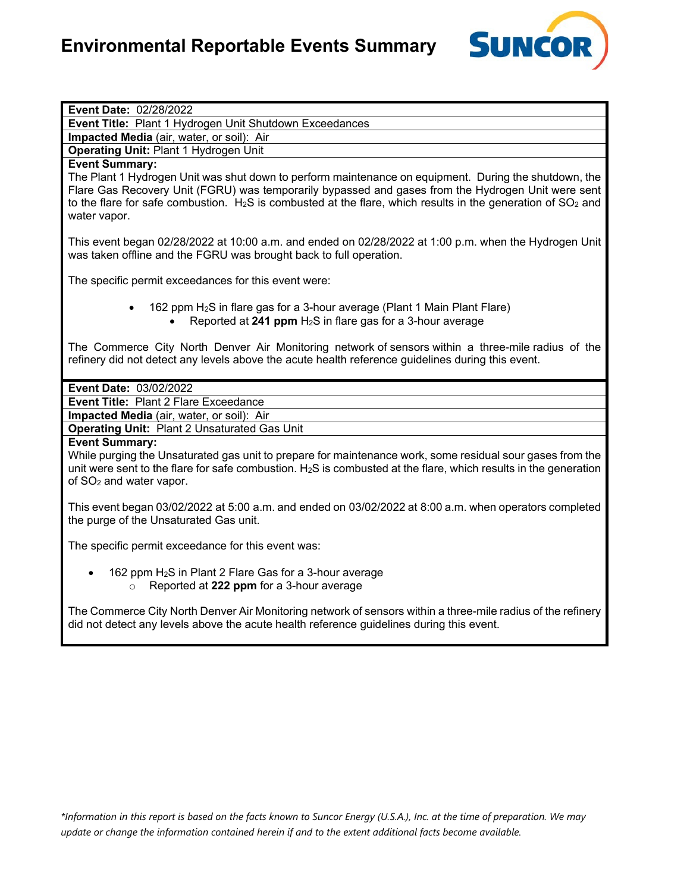# Environmental Reportable Events Summary

**Event Date:** 02/28/2022

**Event Title:** Plant 1 Hydrogen Unit Shutdown Exceedances

**Impacted Media** (air, water, or soil): Air

**Operating Unit:** Plant 1 Hydrogen Unit

**Event Summary:**

The Plant 1 Hydrogen Unit was shut down to perform maintenance on equipment. During the shutdown, the Flare Gas Recovery Unit (FGRU) was temporarily bypassed and gases from the Hydrogen Unit were sent to the flare for safe combustion. $H_2S$ is combusted at the flare, which results in the generation of $SO_2$ and water vapor.

This event began 02/28/2022 at 10:00 a.m. and ended on 02/28/2022 at 1:00 p.m. when the Hydrogen Unit was taken offline and the FGRU was brought back to full operation.

The specific permit exceedances for this event were:

- 162 ppm $H_2S$ in flare gas for a 3-hour average (Plant 1 Main Plant Flare)
  - Reported at **241 ppm** $H_2S$ in flare gas for a 3-hour average

The Commerce City North Denver Air Monitoring network of sensors within a three-mile radius of the refinery did not detect any levels above the acute health reference guidelines during this event.

**Event Date:** 03/02/2022

**Event Title:** Plant 2 Flare Exceedance

**Impacted Media** (air, water, or soil): Air

**Operating Unit:** Plant 2 Unsaturated Gas Unit

**Event Summary:**

While purging the Unsaturated gas unit to prepare for maintenance work, some residual sour gases from the unit were sent to the flare for safe combustion. $H_2S$ is combusted at the flare, which results in the generation of $SO_2$ and water vapor.

This event began 03/02/2022 at 5:00 a.m. and ended on 03/02/2022 at 8:00 a.m. when operators completed the purge of the Unsaturated Gas unit.

The specific permit exceedance for this event was:

- 162 ppm $H_2S$ in Plant 2 Flare Gas for a 3-hour average
  - Reported at **222 ppm** for a 3-hour average

The Commerce City North Denver Air Monitoring network of sensors within a three-mile radius of the refinery did not detect any levels above the acute health reference guidelines during this event.

*\*Information in this report is based on the facts known to Suncor Energy (U.S.A.), Inc. at the time of preparation. We may update or change the information contained herein if and to the extent additional facts become available.*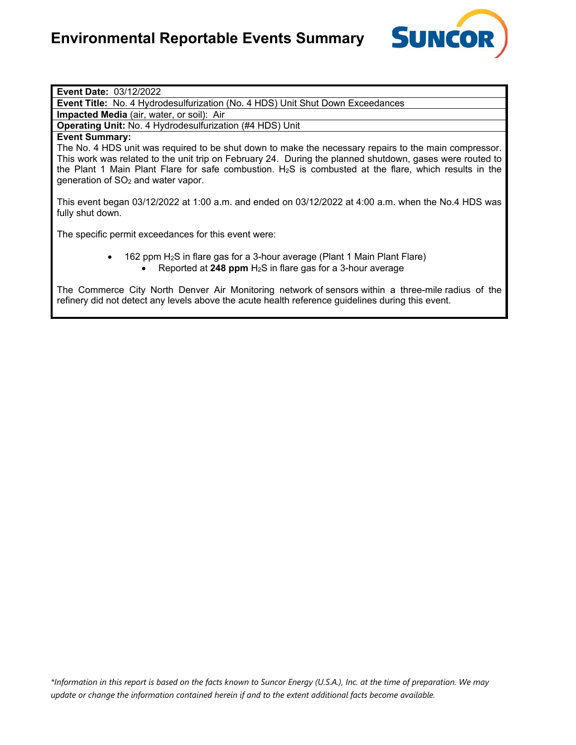# Environmental Reportable Events Summary

**Event Date:** 03/12/2022

**Event Title:** No. 4 Hydrodesulfurization (No. 4 HDS) Unit Shut Down Exceedances

**Impacted Media** (air, water, or soil): Air

**Operating Unit:** No. 4 Hydrodesulfurization (#4 HDS) Unit

**Event Summary:**

The No. 4 HDS unit was required to be shut down to make the necessary repairs to the main compressor. This work was related to the unit trip on February 24. During the planned shutdown, gases were routed to the Plant 1 Main Plant Flare for safe combustion. $H_2S$ is combusted at the flare, which results in the generation of $SO_2$ and water vapor.

This event began 03/12/2022 at 1:00 a.m. and ended on 03/12/2022 at 4:00 a.m. when the No.4 HDS was fully shut down.

The specific permit exceedances for this event were:

- 162 ppm $H_2S$ in flare gas for a 3-hour average (Plant 1 Main Plant Flare)
  - Reported at **248 ppm** $H_2S$ in flare gas for a 3-hour average

The Commerce City North Denver Air Monitoring network of sensors within a three-mile radius of the refinery did not detect any levels above the acute health reference guidelines during this event.

*\*Information in this report is based on the facts known to Suncor Energy (U.S.A.), Inc. at the time of preparation. We may update or change the information contained herein if and to the extent additional facts become available.*